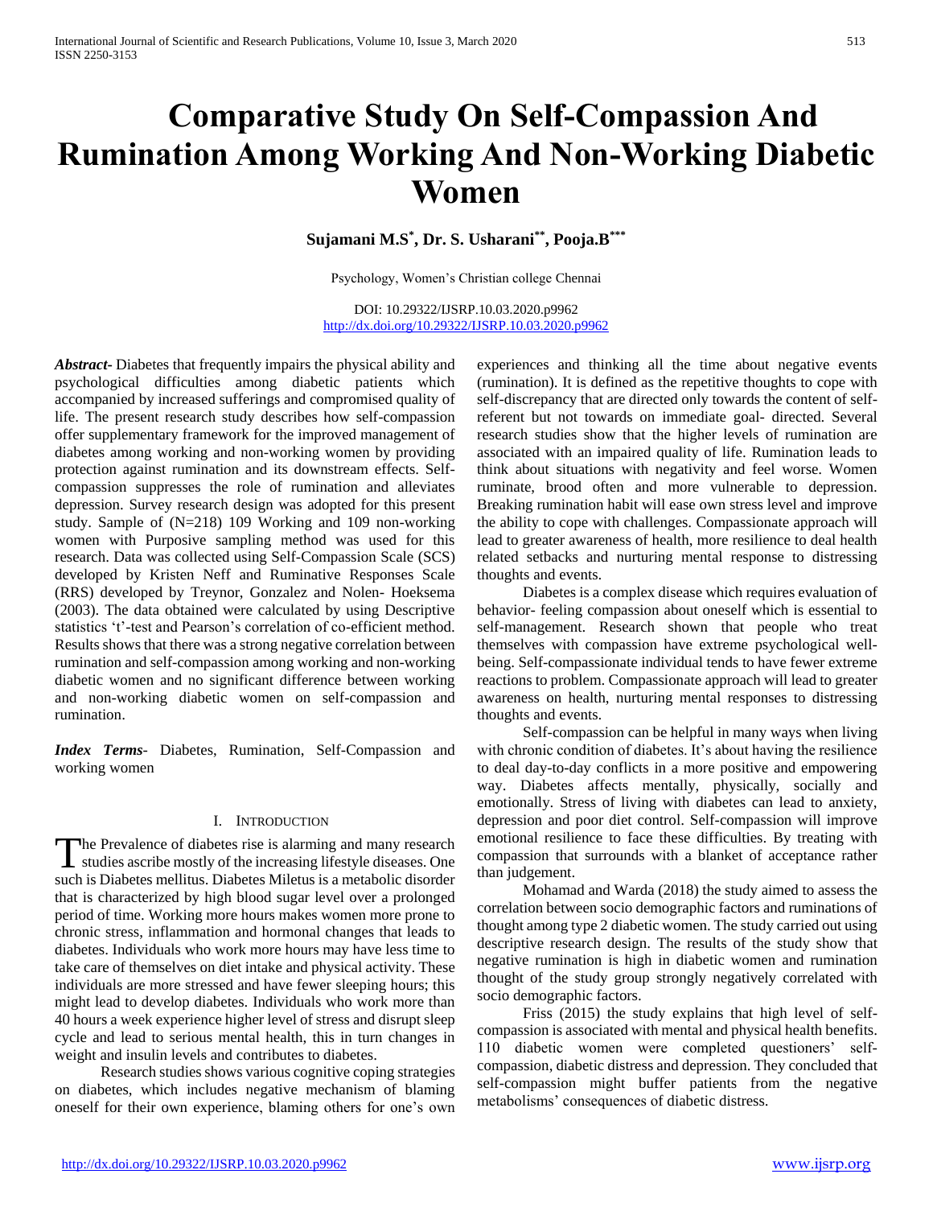# Comparative Study On Self-Compassion And Rumination Among Working And Non-Working Diabetic Women

**Sujamani M.S[*], Dr. S. Usharani[**], Pooja.B[***]**

Psychology, Women's Christian college Chennai

DOI: 10.29322/IJSRP.10.03.2020.p9962
http://dx.doi.org/10.29322/IJSRP.10.03.2020.p9962

***Abstract***- Diabetes that frequently impairs the physical ability and psychological difficulties among diabetic patients which accompanied by increased sufferings and compromised quality of life. The present research study describes how self-compassion offer supplementary framework for the improved management of diabetes among working and non-working women by providing protection against rumination and its downstream effects. Self-compassion suppresses the role of rumination and alleviates depression. Survey research design was adopted for this present study. Sample of (N=218) 109 Working and 109 non-working women with Purposive sampling method was used for this research. Data was collected using Self-Compassion Scale (SCS) developed by Kristen Neff and Ruminative Responses Scale (RRS) developed by Treynor, Gonzalez and Nolen- Hoeksema (2003). The data obtained were calculated by using Descriptive statistics 't'-test and Pearson's correlation of co-efficient method. Results shows that there was a strong negative correlation between rumination and self-compassion among working and non-working diabetic women and no significant difference between working and non-working diabetic women on self-compassion and rumination.

***Index Terms***- Diabetes, Rumination, Self-Compassion and working women

## I. Introduction

The Prevalence of diabetes rise is alarming and many research studies ascribe mostly of the increasing lifestyle diseases. One such is Diabetes mellitus. Diabetes Miletus is a metabolic disorder that is characterized by high blood sugar level over a prolonged period of time. Working more hours makes women more prone to chronic stress, inflammation and hormonal changes that leads to diabetes. Individuals who work more hours may have less time to take care of themselves on diet intake and physical activity. These individuals are more stressed and have fewer sleeping hours; this might lead to develop diabetes. Individuals who work more than 40 hours a week experience higher level of stress and disrupt sleep cycle and lead to serious mental health, this in turn changes in weight and insulin levels and contributes to diabetes.

Research studies shows various cognitive coping strategies on diabetes, which includes negative mechanism of blaming oneself for their own experience, blaming others for one's own experiences and thinking all the time about negative events (rumination). It is defined as the repetitive thoughts to cope with self-discrepancy that are directed only towards the content of self-referent but not towards on immediate goal- directed. Several research studies show that the higher levels of rumination are associated with an impaired quality of life. Rumination leads to think about situations with negativity and feel worse. Women ruminate, brood often and more vulnerable to depression. Breaking rumination habit will ease own stress level and improve the ability to cope with challenges. Compassionate approach will lead to greater awareness of health, more resilience to deal health related setbacks and nurturing mental response to distressing thoughts and events.

Diabetes is a complex disease which requires evaluation of behavior- feeling compassion about oneself which is essential to self-management. Research shown that people who treat themselves with compassion have extreme psychological well-being. Self-compassionate individual tends to have fewer extreme reactions to problem. Compassionate approach will lead to greater awareness on health, nurturing mental responses to distressing thoughts and events.

Self-compassion can be helpful in many ways when living with chronic condition of diabetes. It's about having the resilience to deal day-to-day conflicts in a more positive and empowering way. Diabetes affects mentally, physically, socially and emotionally. Stress of living with diabetes can lead to anxiety, depression and poor diet control. Self-compassion will improve emotional resilience to face these difficulties. By treating with compassion that surrounds with a blanket of acceptance rather than judgement.

Mohamad and Warda (2018) the study aimed to assess the correlation between socio demographic factors and ruminations of thought among type 2 diabetic women. The study carried out using descriptive research design. The results of the study show that negative rumination is high in diabetic women and rumination thought of the study group strongly negatively correlated with socio demographic factors.

Friss (2015) the study explains that high level of self-compassion is associated with mental and physical health benefits. 110 diabetic women were completed questioners' self-compassion, diabetic distress and depression. They concluded that self-compassion might buffer patients from the negative metabolisms' consequences of diabetic distress.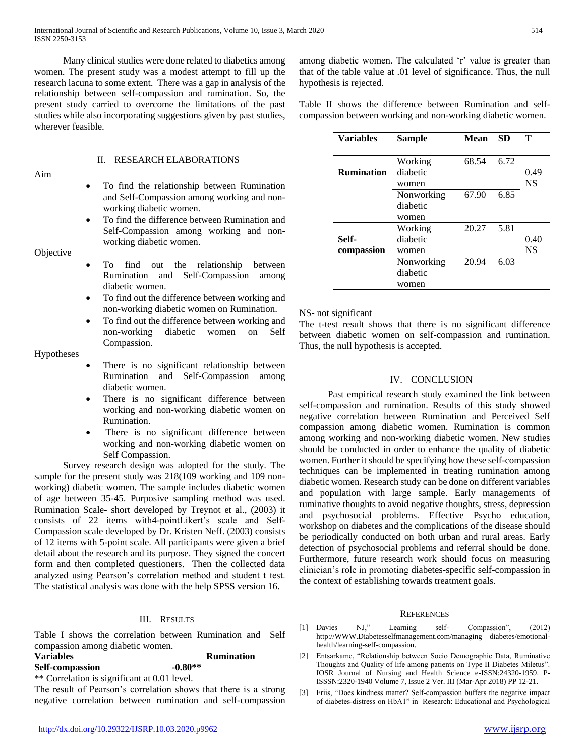Many clinical studies were done related to diabetics among women. The present study was a modest attempt to fill up the research lacuna to some extent. There was a gap in analysis of the relationship between self-compassion and rumination. So, the present study carried to overcome the limitations of the past studies while also incorporating suggestions given by past studies, wherever feasible.

## II. RESEARCH ELABORATIONS

Aim

- To find the relationship between Rumination and Self-Compassion among working and non-working diabetic women.
- To find the difference between Rumination and Self-Compassion among working and non-working diabetic women.

Objective

- To find out the relationship between Rumination and Self-Compassion among diabetic women.
- To find out the difference between working and non-working diabetic women on Rumination.
- To find out the difference between working and non-working diabetic women on Self Compassion.

Hypotheses

- There is no significant relationship between Rumination and Self-Compassion among diabetic women.
- There is no significant difference between working and non-working diabetic women on Rumination.
- There is no significant difference between working and non-working diabetic women on Self Compassion.

Survey research design was adopted for the study. The sample for the present study was 218(109 working and 109 non-working) diabetic women. The sample includes diabetic women of age between 35-45. Purposive sampling method was used. Rumination Scale- short developed by Treynot et al., (2003) it consists of 22 items with4-pointLikert's scale and Self-Compassion scale developed by Dr. Kristen Neff. (2003) consists of 12 items with 5-point scale. All participants were given a brief detail about the research and its purpose. They signed the concert form and then completed questioners. Then the collected data analyzed using Pearson's correlation method and student t test. The statistical analysis was done with the help SPSS version 16.

## III. RESULTS

Table I shows the correlation between Rumination and Self compassion among diabetic women.

| Variables | Rumination |
|---|---|
| **Self-compassion** | **-0.80\*\*** |

** Correlation is significant at 0.01 level.

The result of Pearson's correlation shows that there is a strong negative correlation between rumination and self-compassion among diabetic women. The calculated 'r' value is greater than that of the table value at .01 level of significance. Thus, the null hypothesis is rejected.

Table II shows the difference between Rumination and self-compassion between working and non-working diabetic women.

| Variables | Sample | Mean | SD | T |
|---|---|---|---|---|
| **Rumination** | Working diabetic women | 68.54 | 6.72 | 0.49 NS |
| | Nonworking diabetic women | 67.90 | 6.85 | |
| **Self-compassion** | Working diabetic women | 20.27 | 5.81 | 0.40 NS |
| | Nonworking diabetic women | 20.94 | 6.03 | |

NS- not significant

The t-test result shows that there is no significant difference between diabetic women on self-compassion and rumination. Thus, the null hypothesis is accepted.

## IV. CONCLUSION

Past empirical research study examined the link between self-compassion and rumination. Results of this study showed negative correlation between Rumination and Perceived Self compassion among diabetic women. Rumination is common among working and non-working diabetic women. New studies should be conducted in order to enhance the quality of diabetic women. Further it should be specifying how these self-compassion techniques can be implemented in treating rumination among diabetic women. Research study can be done on different variables and population with large sample. Early managements of ruminative thoughts to avoid negative thoughts, stress, depression and psychosocial problems. Effective Psycho education, workshop on diabetes and the complications of the disease should be periodically conducted on both urban and rural areas. Early detection of psychosocial problems and referral should be done. Furthermore, future research work should focus on measuring clinician's role in promoting diabetes-specific self-compassion in the context of establishing towards treatment goals.

## REFERENCES

[1] Davies NJ," Learning self- Compassion", (2012) http://WWW.Diabetesselfmanagement.com/managing diabetes/emotional-health/learning-self-compassion.

[2] Entsarkame, "Relationship between Socio Demographic Data, Ruminative Thoughts and Quality of life among patients on Type II Diabetes Miletus". IOSR Journal of Nursing and Health Science e-ISSN:24320-1959. P-ISSSN:2320-1940 Volume 7, Issue 2 Ver. III (Mar-Apr 2018) PP 12-21.

[3] Friis, "Does kindness matter? Self-compassion buffers the negative impact of diabetes-distress on HbA1" in Research: Educational and Psychological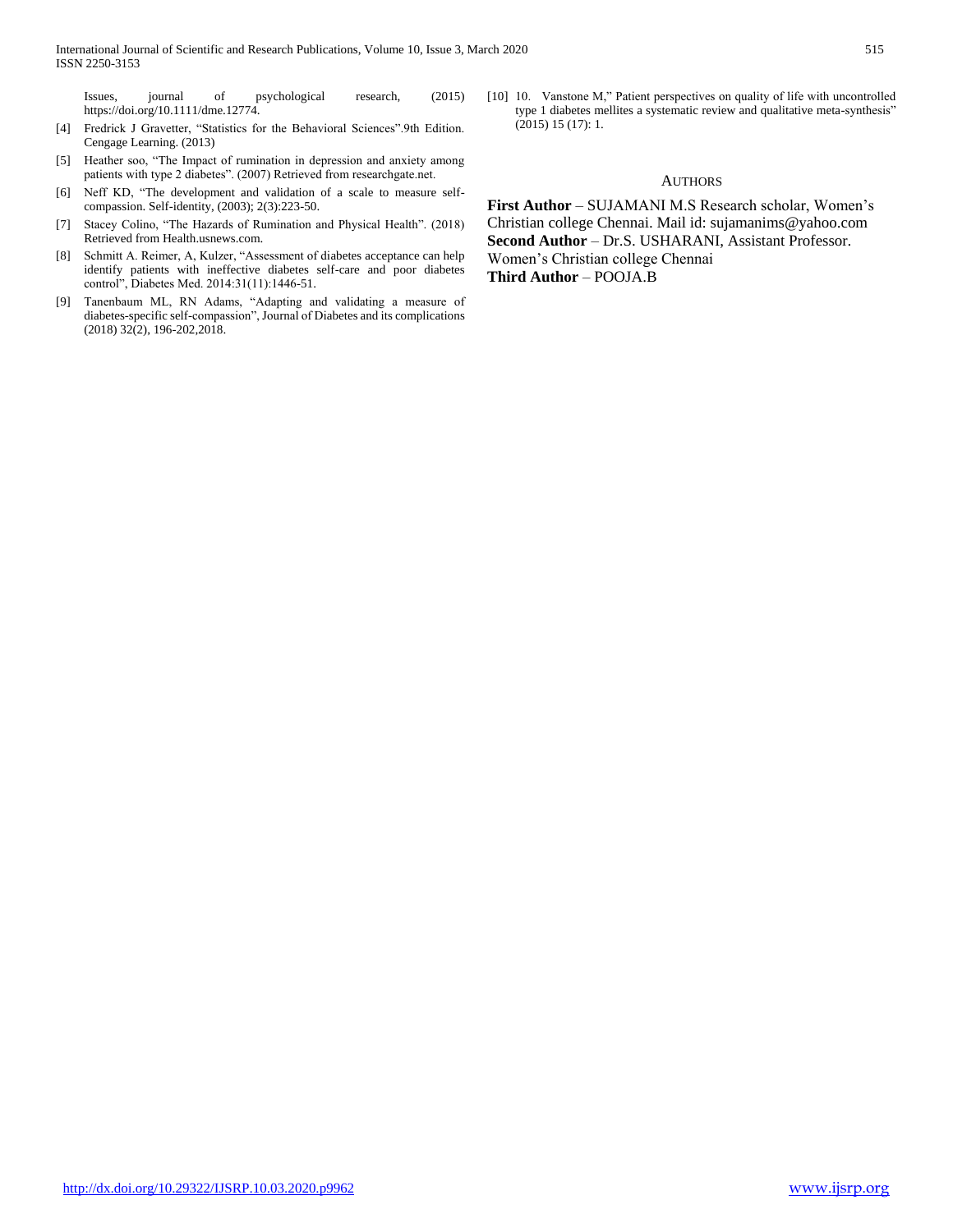Issues, journal of psychological research, (2015) https://doi.org/10.1111/dme.12774.

- [4] Fredrick J Gravetter, "Statistics for the Behavioral Sciences".9th Edition. Cengage Learning. (2013)
- [5] Heather soo, "The Impact of rumination in depression and anxiety among patients with type 2 diabetes". (2007) Retrieved from researchgate.net.
- [6] Neff KD, "The development and validation of a scale to measure self-compassion. Self-identity, (2003); 2(3):223-50.
- [7] Stacey Colino, "The Hazards of Rumination and Physical Health". (2018) Retrieved from Health.usnews.com.
- [8] Schmitt A. Reimer, A, Kulzer, "Assessment of diabetes acceptance can help identify patients with ineffective diabetes self-care and poor diabetes control", Diabetes Med. 2014:31(11):1446-51.
- [9] Tanenbaum ML, RN Adams, "Adapting and validating a measure of diabetes-specific self-compassion", Journal of Diabetes and its complications (2018) 32(2), 196-202,2018.
- [10] 10. Vanstone M," Patient perspectives on quality of life with uncontrolled type 1 diabetes mellites a systematic review and qualitative meta-synthesis" (2015) 15 (17): 1.

## AUTHORS

**First Author** – SUJAMANI M.S Research scholar, Women's Christian college Chennai. Mail id: sujamanims@yahoo.com
**Second Author** – Dr.S. USHARANI, Assistant Professor. Women's Christian college Chennai
**Third Author** – POOJA.B